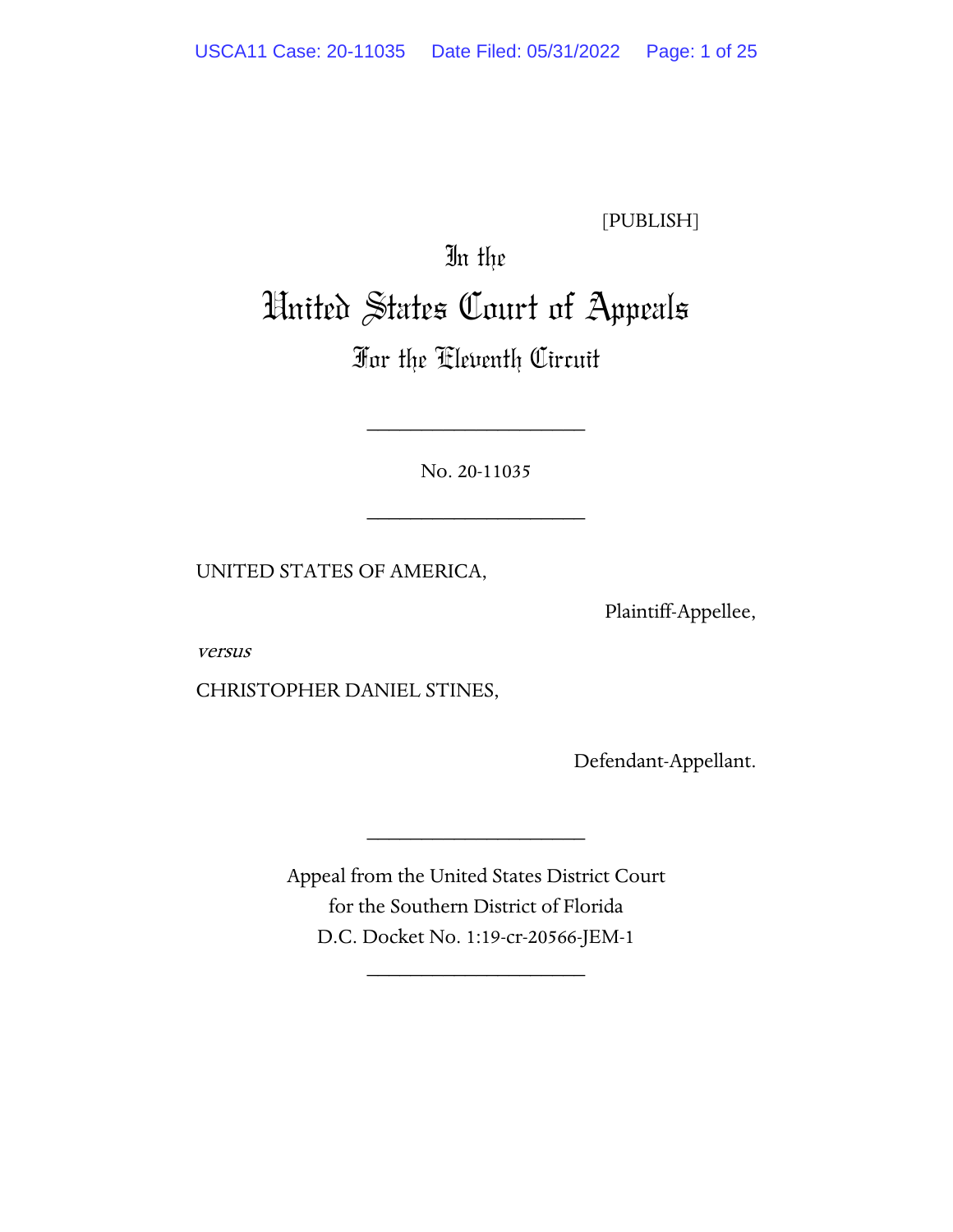[PUBLISH]

In the

# United States Court of Appeals

## For the Eleventh Circuit

____________________

No. 20-11035

____________________

UNITED STATES OF AMERICA,

Plaintiff-Appellee,

*versus*

CHRISTOPHER DANIEL STINES,

Defendant-Appellant.

____________________

Appeal from the United States District Court
for the Southern District of Florida
D.C. Docket No. 1:19-cr-20566-JEM-1

____________________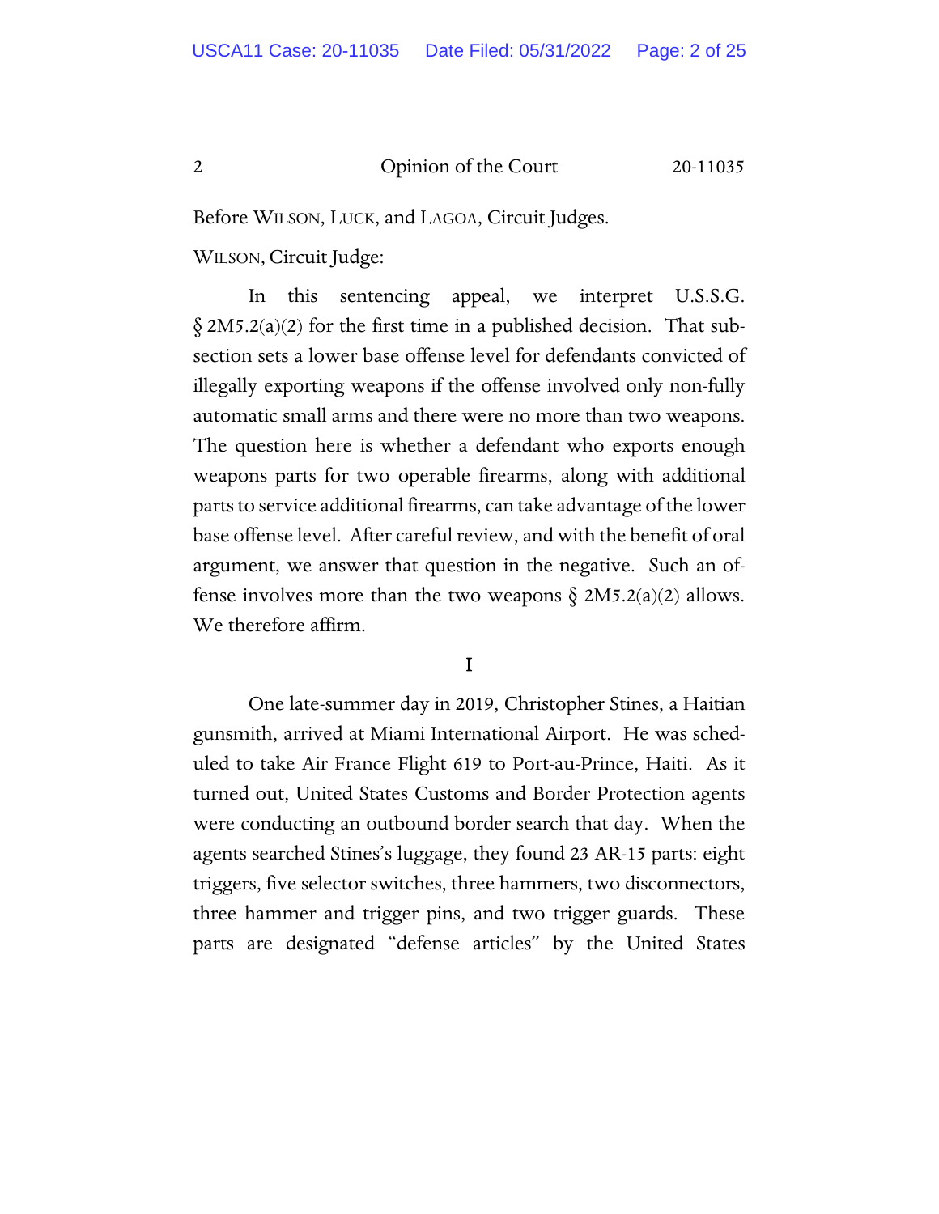Before WILSON, LUCK, and LAGOA, Circuit Judges.

WILSON, Circuit Judge:

In this sentencing appeal, we interpret U.S.S.G. § 2M5.2(a)(2) for the first time in a published decision. That subsection sets a lower base offense level for defendants convicted of illegally exporting weapons if the offense involved only non-fully automatic small arms and there were no more than two weapons. The question here is whether a defendant who exports enough weapons parts for two operable firearms, along with additional parts to service additional firearms, can take advantage of the lower base offense level. After careful review, and with the benefit of oral argument, we answer that question in the negative. Such an offense involves more than the two weapons § 2M5.2(a)(2) allows. We therefore affirm.

## I

One late-summer day in 2019, Christopher Stines, a Haitian gunsmith, arrived at Miami International Airport. He was scheduled to take Air France Flight 619 to Port-au-Prince, Haiti. As it turned out, United States Customs and Border Protection agents were conducting an outbound border search that day. When the agents searched Stines's luggage, they found 23 AR-15 parts: eight triggers, five selector switches, three hammers, two disconnectors, three hammer and trigger pins, and two trigger guards. These parts are designated "defense articles" by the United States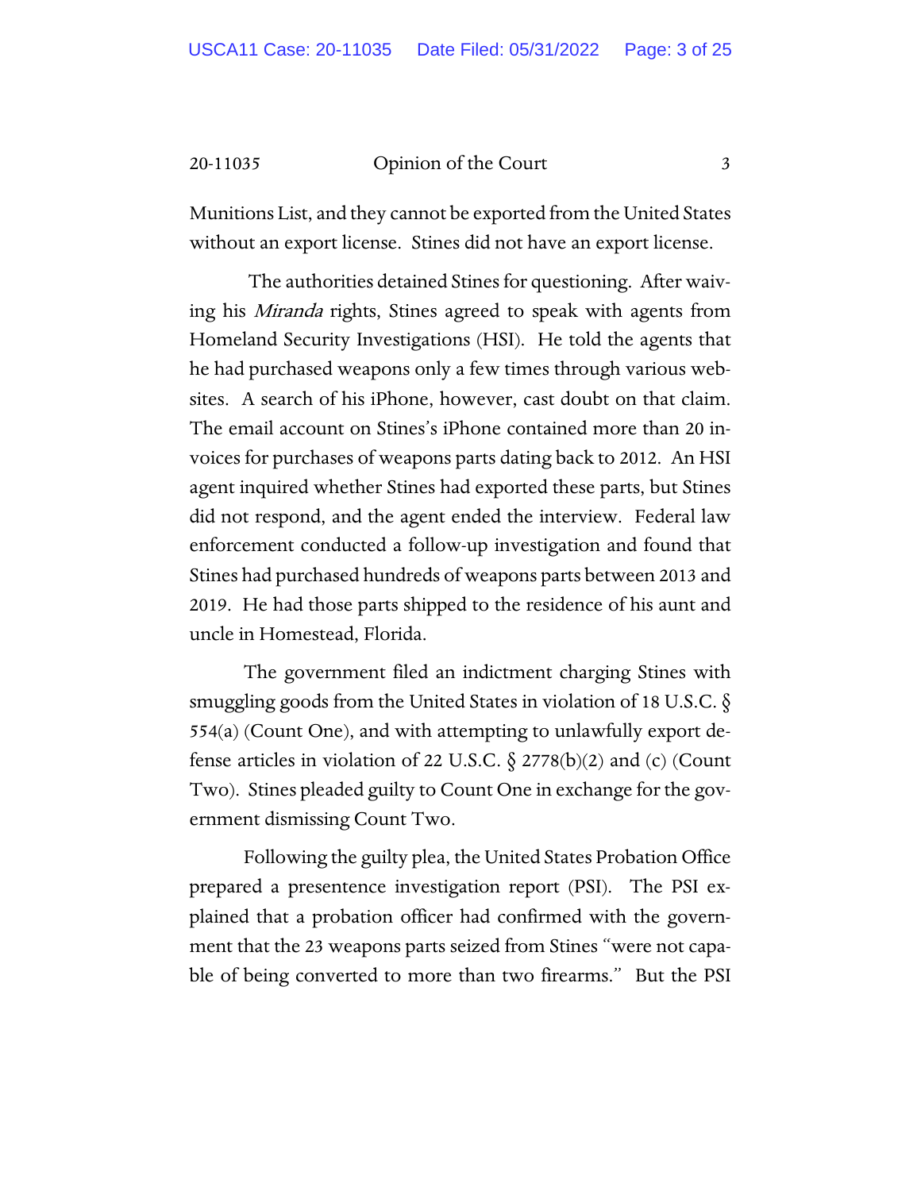Munitions List, and they cannot be exported from the United States without an export license. Stines did not have an export license.

The authorities detained Stines for questioning. After waiving his *Miranda* rights, Stines agreed to speak with agents from Homeland Security Investigations (HSI). He told the agents that he had purchased weapons only a few times through various websites. A search of his iPhone, however, cast doubt on that claim. The email account on Stines's iPhone contained more than 20 invoices for purchases of weapons parts dating back to 2012. An HSI agent inquired whether Stines had exported these parts, but Stines did not respond, and the agent ended the interview. Federal law enforcement conducted a follow-up investigation and found that Stines had purchased hundreds of weapons parts between 2013 and 2019. He had those parts shipped to the residence of his aunt and uncle in Homestead, Florida.

The government filed an indictment charging Stines with smuggling goods from the United States in violation of 18 U.S.C. § 554(a) (Count One), and with attempting to unlawfully export defense articles in violation of 22 U.S.C. § 2778(b)(2) and (c) (Count Two). Stines pleaded guilty to Count One in exchange for the government dismissing Count Two.

Following the guilty plea, the United States Probation Office prepared a presentence investigation report (PSI). The PSI explained that a probation officer had confirmed with the government that the 23 weapons parts seized from Stines "were not capable of being converted to more than two firearms." But the PSI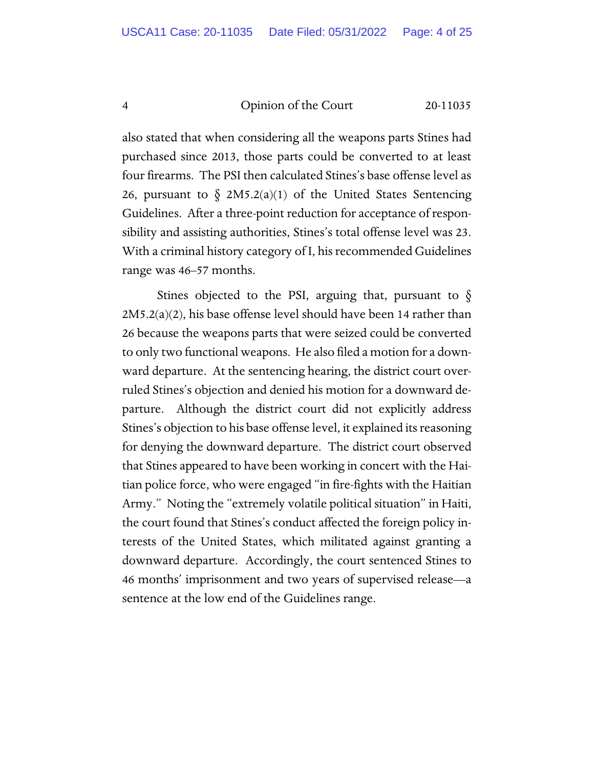also stated that when considering all the weapons parts Stines had purchased since 2013, those parts could be converted to at least four firearms. The PSI then calculated Stines's base offense level as 26, pursuant to § 2M5.2(a)(1) of the United States Sentencing Guidelines. After a three-point reduction for acceptance of responsibility and assisting authorities, Stines's total offense level was 23. With a criminal history category of I, his recommended Guidelines range was 46–57 months.

Stines objected to the PSI, arguing that, pursuant to § 2M5.2(a)(2), his base offense level should have been 14 rather than 26 because the weapons parts that were seized could be converted to only two functional weapons. He also filed a motion for a downward departure. At the sentencing hearing, the district court overruled Stines's objection and denied his motion for a downward departure. Although the district court did not explicitly address Stines's objection to his base offense level, it explained its reasoning for denying the downward departure. The district court observed that Stines appeared to have been working in concert with the Haitian police force, who were engaged "in fire-fights with the Haitian Army." Noting the "extremely volatile political situation" in Haiti, the court found that Stines's conduct affected the foreign policy interests of the United States, which militated against granting a downward departure. Accordingly, the court sentenced Stines to 46 months' imprisonment and two years of supervised release—a sentence at the low end of the Guidelines range.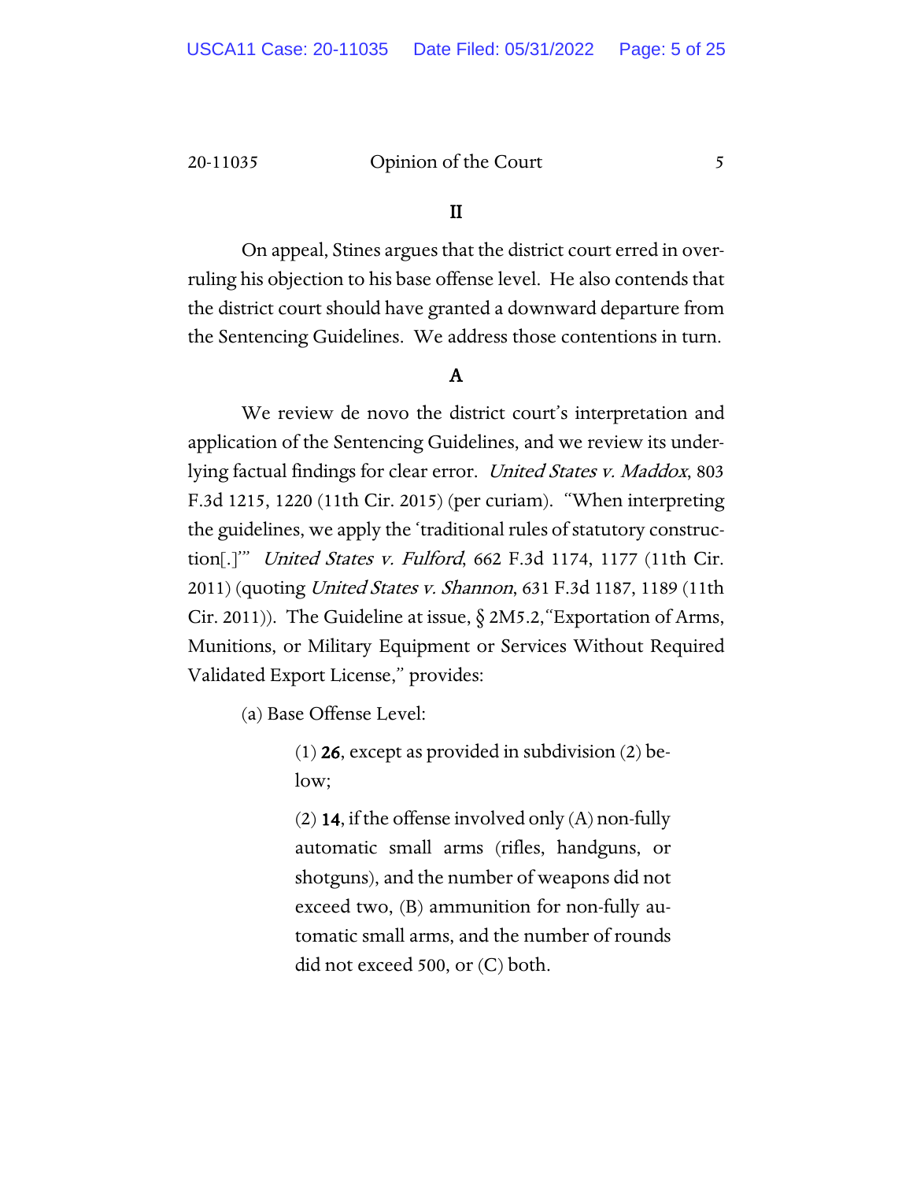## II

On appeal, Stines argues that the district court erred in overruling his objection to his base offense level. He also contends that the district court should have granted a downward departure from the Sentencing Guidelines. We address those contentions in turn.

### A

We review de novo the district court's interpretation and application of the Sentencing Guidelines, and we review its underlying factual findings for clear error. *United States v. Maddox*, 803 F.3d 1215, 1220 (11th Cir. 2015) (per curiam). "When interpreting the guidelines, we apply the 'traditional rules of statutory construction[.]'" *United States v. Fulford*, 662 F.3d 1174, 1177 (11th Cir. 2011) (quoting *United States v. Shannon*, 631 F.3d 1187, 1189 (11th Cir. 2011)). The Guideline at issue, § 2M5.2, "Exportation of Arms, Munitions, or Military Equipment or Services Without Required Validated Export License," provides:

> (a) Base Offense Level:
>
> > (1) **26**, except as provided in subdivision (2) below;
> >
> > (2) **14**, if the offense involved only (A) non-fully automatic small arms (rifles, handguns, or shotguns), and the number of weapons did not exceed two, (B) ammunition for non-fully automatic small arms, and the number of rounds did not exceed 500, or (C) both.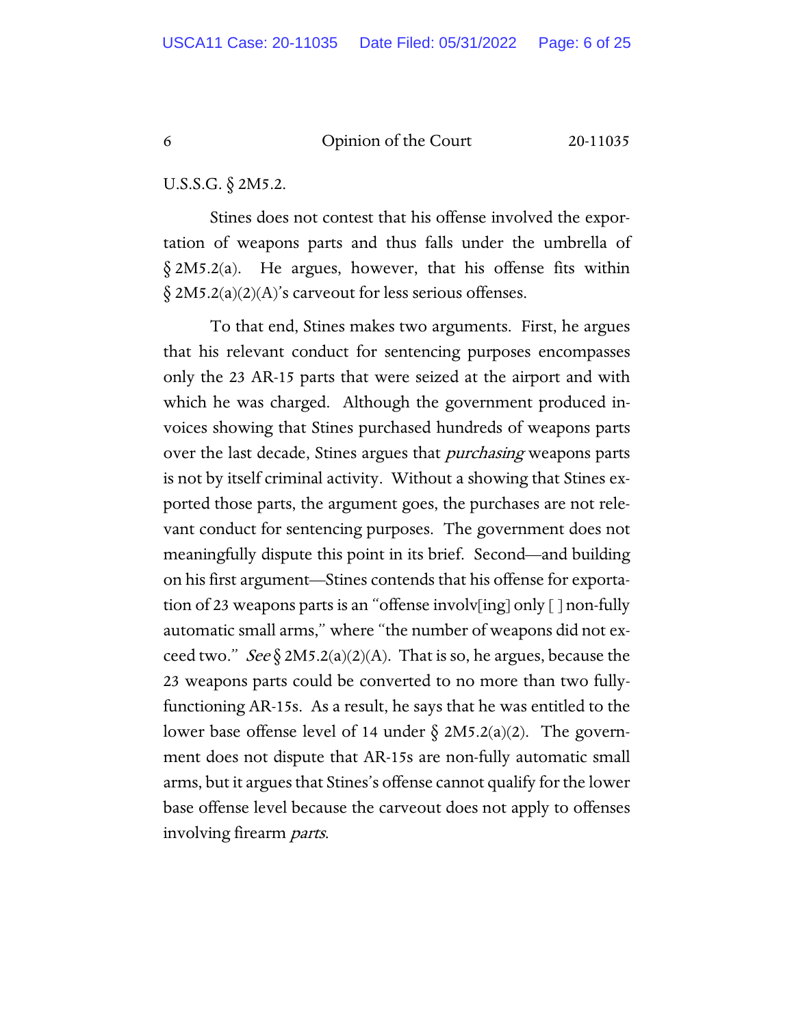U.S.S.G. § 2M5.2.

Stines does not contest that his offense involved the exportation of weapons parts and thus falls under the umbrella of § 2M5.2(a). He argues, however, that his offense fits within § 2M5.2(a)(2)(A)'s carveout for less serious offenses.

To that end, Stines makes two arguments. First, he argues that his relevant conduct for sentencing purposes encompasses only the 23 AR-15 parts that were seized at the airport and with which he was charged. Although the government produced invoices showing that Stines purchased hundreds of weapons parts over the last decade, Stines argues that *purchasing* weapons parts is not by itself criminal activity. Without a showing that Stines exported those parts, the argument goes, the purchases are not relevant conduct for sentencing purposes. The government does not meaningfully dispute this point in its brief. Second—and building on his first argument—Stines contends that his offense for exportation of 23 weapons parts is an "offense involv[ing] only [ ] non-fully automatic small arms," where "the number of weapons did not exceed two." *See* § 2M5.2(a)(2)(A). That is so, he argues, because the 23 weapons parts could be converted to no more than two fully-functioning AR-15s. As a result, he says that he was entitled to the lower base offense level of 14 under § 2M5.2(a)(2). The government does not dispute that AR-15s are non-fully automatic small arms, but it argues that Stines's offense cannot qualify for the lower base offense level because the carveout does not apply to offenses involving firearm *parts*.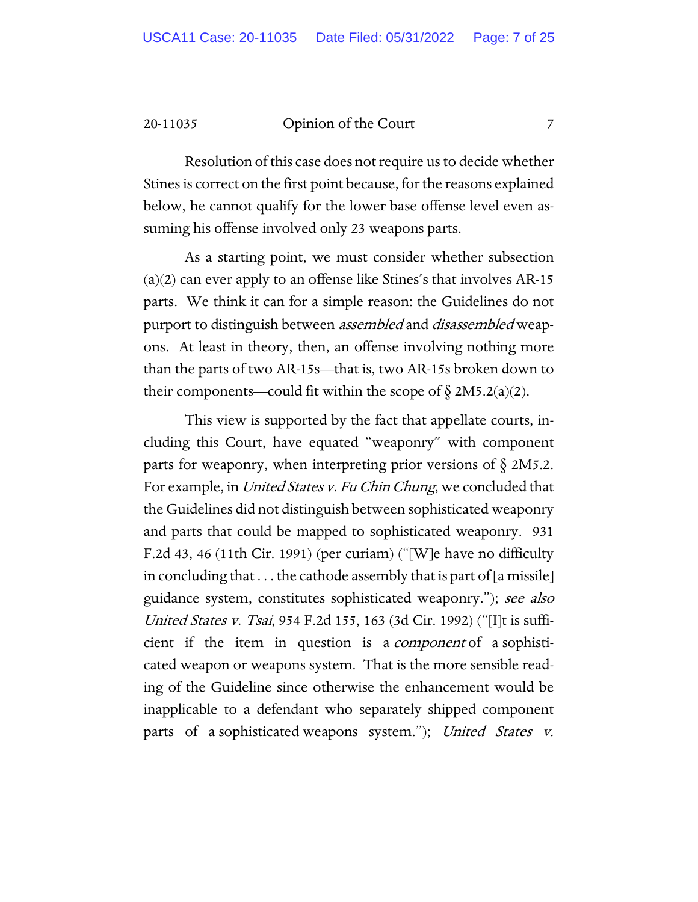Resolution of this case does not require us to decide whether Stines is correct on the first point because, for the reasons explained below, he cannot qualify for the lower base offense level even assuming his offense involved only 23 weapons parts.

As a starting point, we must consider whether subsection (a)(2) can ever apply to an offense like Stines's that involves AR-15 parts. We think it can for a simple reason: the Guidelines do not purport to distinguish between *assembled* and *disassembled* weapons. At least in theory, then, an offense involving nothing more than the parts of two AR-15s—that is, two AR-15s broken down to their components—could fit within the scope of § 2M5.2(a)(2).

This view is supported by the fact that appellate courts, including this Court, have equated "weaponry" with component parts for weaponry, when interpreting prior versions of § 2M5.2. For example, in *United States v. Fu Chin Chung*, we concluded that the Guidelines did not distinguish between sophisticated weaponry and parts that could be mapped to sophisticated weaponry. 931 F.2d 43, 46 (11th Cir. 1991) (per curiam) ("[W]e have no difficulty in concluding that . . . the cathode assembly that is part of [a missile] guidance system, constitutes sophisticated weaponry."); *see also United States v. Tsai*, 954 F.2d 155, 163 (3d Cir. 1992) ("[I]t is sufficient if the item in question is a *component* of a sophisticated weapon or weapons system. That is the more sensible reading of the Guideline since otherwise the enhancement would be inapplicable to a defendant who separately shipped component parts of a sophisticated weapons system."); *United States v.*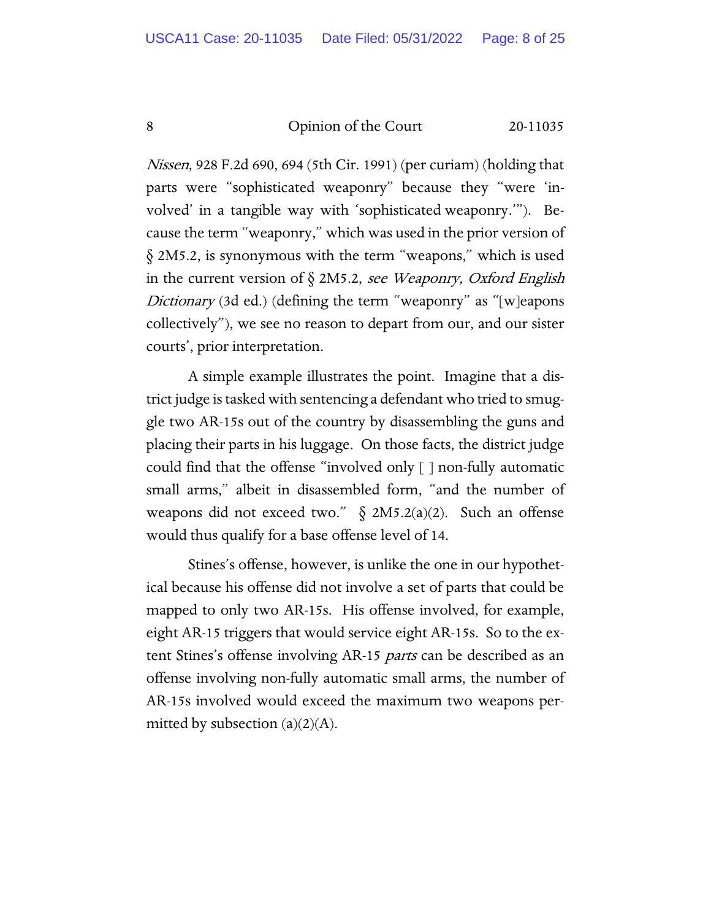*Nissen*, 928 F.2d 690, 694 (5th Cir. 1991) (per curiam) (holding that parts were "sophisticated weaponry" because they "were 'involved' in a tangible way with 'sophisticated weaponry.'"). Because the term "weaponry," which was used in the prior version of § 2M5.2, is synonymous with the term "weapons," which is used in the current version of § 2M5.2, *see Weaponry*, *Oxford English Dictionary* (3d ed.) (defining the term "weaponry" as "[w]eapons collectively"), we see no reason to depart from our, and our sister courts', prior interpretation.

A simple example illustrates the point. Imagine that a district judge is tasked with sentencing a defendant who tried to smuggle two AR-15s out of the country by disassembling the guns and placing their parts in his luggage. On those facts, the district judge could find that the offense "involved only [ ] non-fully automatic small arms," albeit in disassembled form, "and the number of weapons did not exceed two." § 2M5.2(a)(2). Such an offense would thus qualify for a base offense level of 14.

Stines's offense, however, is unlike the one in our hypothetical because his offense did not involve a set of parts that could be mapped to only two AR-15s. His offense involved, for example, eight AR-15 triggers that would service eight AR-15s. So to the extent Stines's offense involving AR-15 *parts* can be described as an offense involving non-fully automatic small arms, the number of AR-15s involved would exceed the maximum two weapons permitted by subsection (a)(2)(A).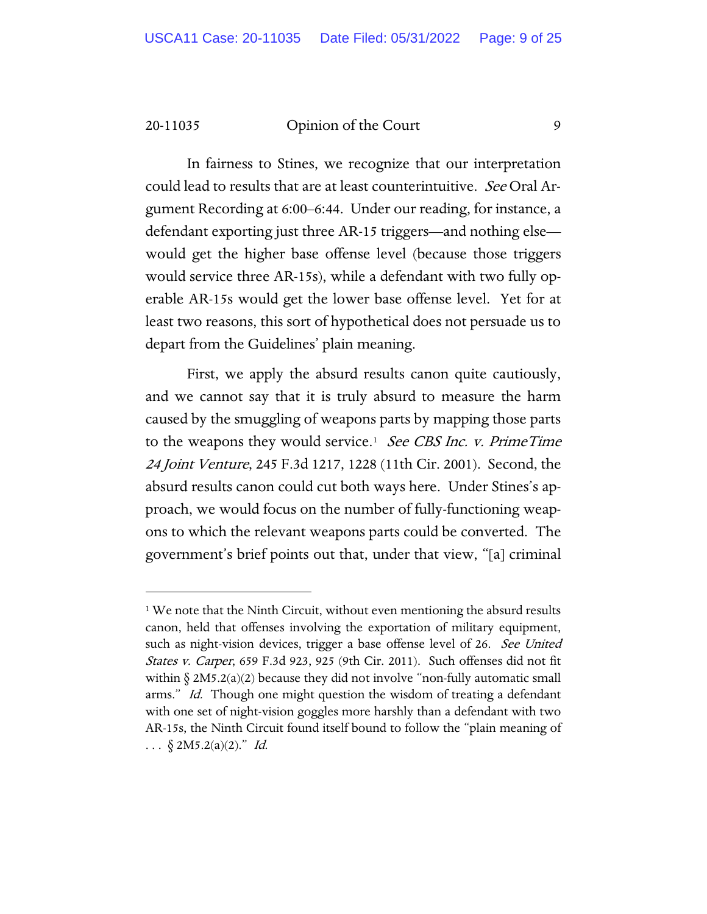In fairness to Stines, we recognize that our interpretation could lead to results that are at least counterintuitive. *See* Oral Argument Recording at 6:00–6:44. Under our reading, for instance, a defendant exporting just three AR-15 triggers—and nothing else—would get the higher base offense level (because those triggers would service three AR-15s), while a defendant with two fully operable AR-15s would get the lower base offense level. Yet for at least two reasons, this sort of hypothetical does not persuade us to depart from the Guidelines' plain meaning.

First, we apply the absurd results canon quite cautiously, and we cannot say that it is truly absurd to measure the harm caused by the smuggling of weapons parts by mapping those parts to the weapons they would service.[1] *See CBS Inc. v. PrimeTime 24 Joint Venture*, 245 F.3d 1217, 1228 (11th Cir. 2001). Second, the absurd results canon could cut both ways here. Under Stines's approach, we would focus on the number of fully-functioning weapons to which the relevant weapons parts could be converted. The government's brief points out that, under that view, "[a] criminal

---

[1] We note that the Ninth Circuit, without even mentioning the absurd results canon, held that offenses involving the exportation of military equipment, such as night-vision devices, trigger a base offense level of 26. *See United States v. Carper*, 659 F.3d 923, 925 (9th Cir. 2011). Such offenses did not fit within § 2M5.2(a)(2) because they did not involve "non-fully automatic small arms." *Id.* Though one might question the wisdom of treating a defendant with one set of night-vision goggles more harshly than a defendant with two AR-15s, the Ninth Circuit found itself bound to follow the "plain meaning of . . . § 2M5.2(a)(2)." *Id.*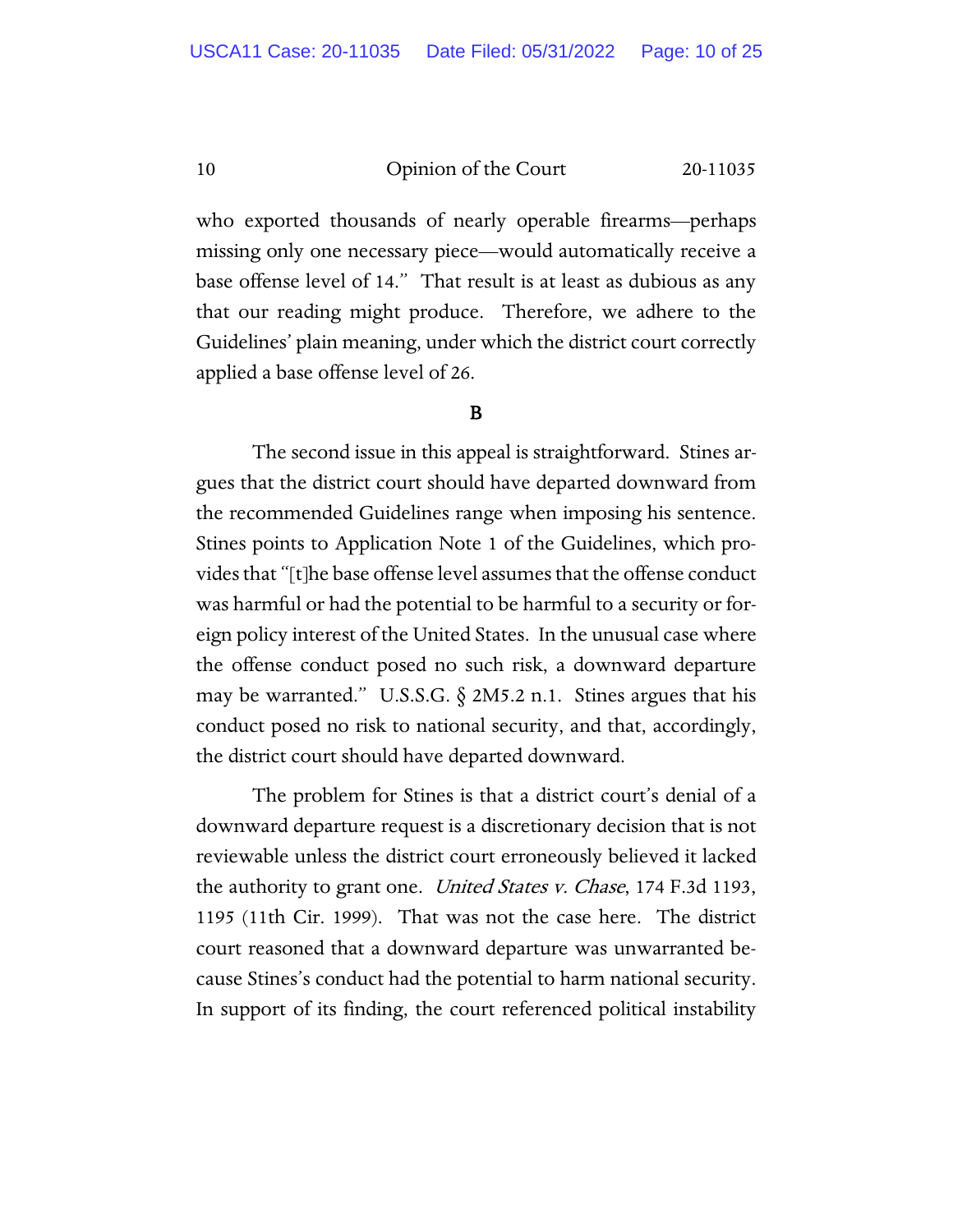who exported thousands of nearly operable firearms—perhaps missing only one necessary piece—would automatically receive a base offense level of 14." That result is at least as dubious as any that our reading might produce. Therefore, we adhere to the Guidelines' plain meaning, under which the district court correctly applied a base offense level of 26.

### B

The second issue in this appeal is straightforward. Stines argues that the district court should have departed downward from the recommended Guidelines range when imposing his sentence. Stines points to Application Note 1 of the Guidelines, which provides that "[t]he base offense level assumes that the offense conduct was harmful or had the potential to be harmful to a security or foreign policy interest of the United States. In the unusual case where the offense conduct posed no such risk, a downward departure may be warranted." U.S.S.G. § 2M5.2 n.1. Stines argues that his conduct posed no risk to national security, and that, accordingly, the district court should have departed downward.

The problem for Stines is that a district court's denial of a downward departure request is a discretionary decision that is not reviewable unless the district court erroneously believed it lacked the authority to grant one. *United States v. Chase*, 174 F.3d 1193, 1195 (11th Cir. 1999). That was not the case here. The district court reasoned that a downward departure was unwarranted because Stines's conduct had the potential to harm national security. In support of its finding, the court referenced political instability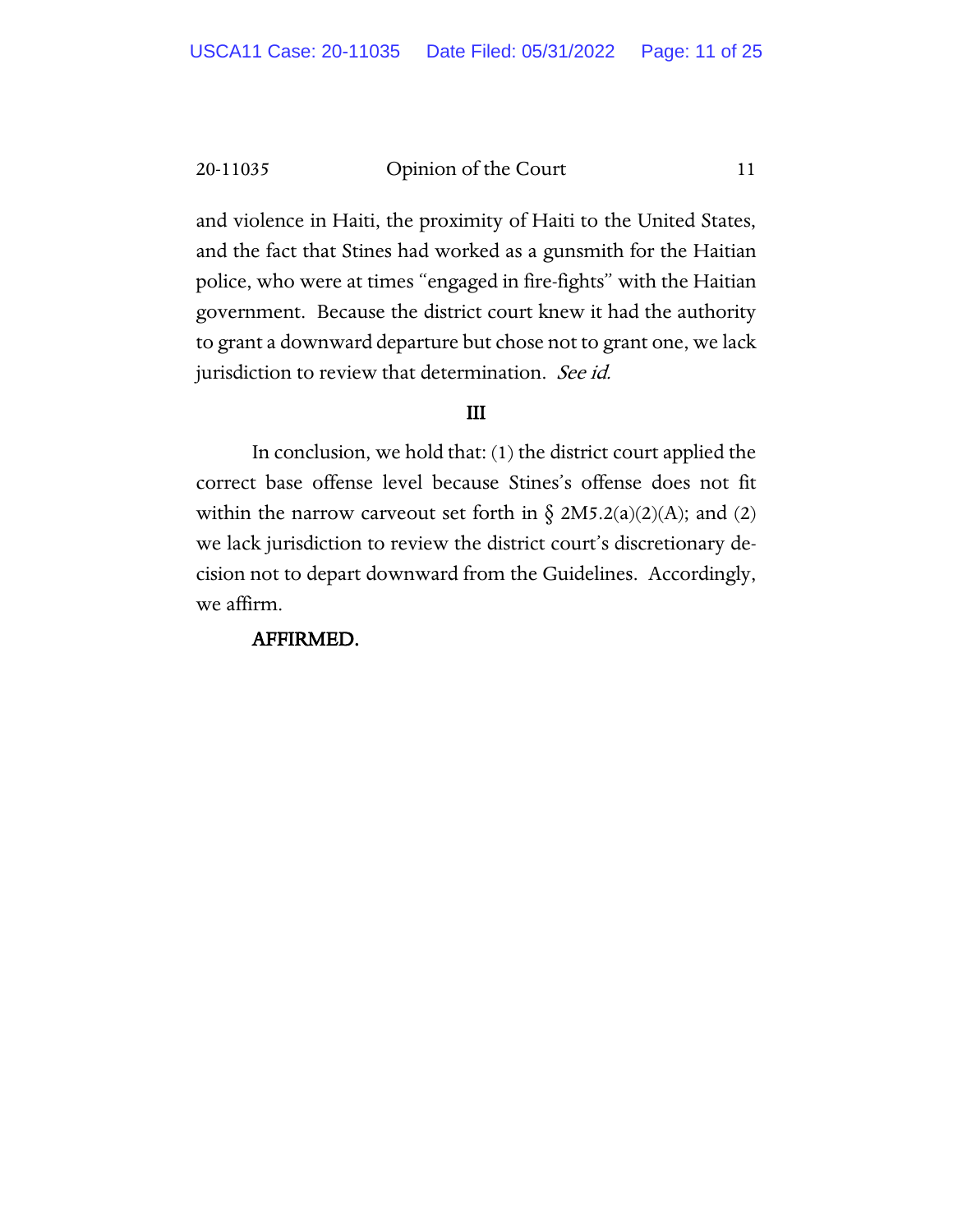and violence in Haiti, the proximity of Haiti to the United States, and the fact that Stines had worked as a gunsmith for the Haitian police, who were at times "engaged in fire-fights" with the Haitian government. Because the district court knew it had the authority to grant a downward departure but chose not to grant one, we lack jurisdiction to review that determination. *See id.*

## III

In conclusion, we hold that: (1) the district court applied the correct base offense level because Stines's offense does not fit within the narrow carveout set forth in § 2M5.2(a)(2)(A); and (2) we lack jurisdiction to review the district court's discretionary decision not to depart downward from the Guidelines. Accordingly, we affirm.

**AFFIRMED.**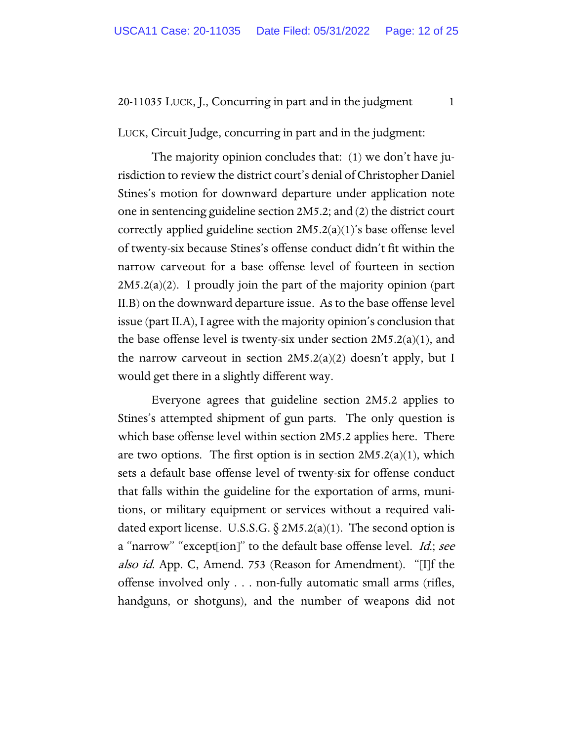LUCK, Circuit Judge, concurring in part and in the judgment:

The majority opinion concludes that: (1) we don't have jurisdiction to review the district court's denial of Christopher Daniel Stines's motion for downward departure under application note one in sentencing guideline section 2M5.2; and (2) the district court correctly applied guideline section 2M5.2(a)(1)'s base offense level of twenty-six because Stines's offense conduct didn't fit within the narrow carveout for a base offense level of fourteen in section 2M5.2(a)(2). I proudly join the part of the majority opinion (part II.B) on the downward departure issue. As to the base offense level issue (part II.A), I agree with the majority opinion's conclusion that the base offense level is twenty-six under section 2M5.2(a)(1), and the narrow carveout in section 2M5.2(a)(2) doesn't apply, but I would get there in a slightly different way.

Everyone agrees that guideline section 2M5.2 applies to Stines's attempted shipment of gun parts. The only question is which base offense level within section 2M5.2 applies here. There are two options. The first option is in section 2M5.2(a)(1), which sets a default base offense level of twenty-six for offense conduct that falls within the guideline for the exportation of arms, munitions, or military equipment or services without a required validated export license. U.S.S.G. § 2M5.2(a)(1). The second option is a "narrow" "except[ion]" to the default base offense level. *Id.*; *see also id.* App. C, Amend. 753 (Reason for Amendment). "[I]f the offense involved only . . . non-fully automatic small arms (rifles, handguns, or shotguns), and the number of weapons did not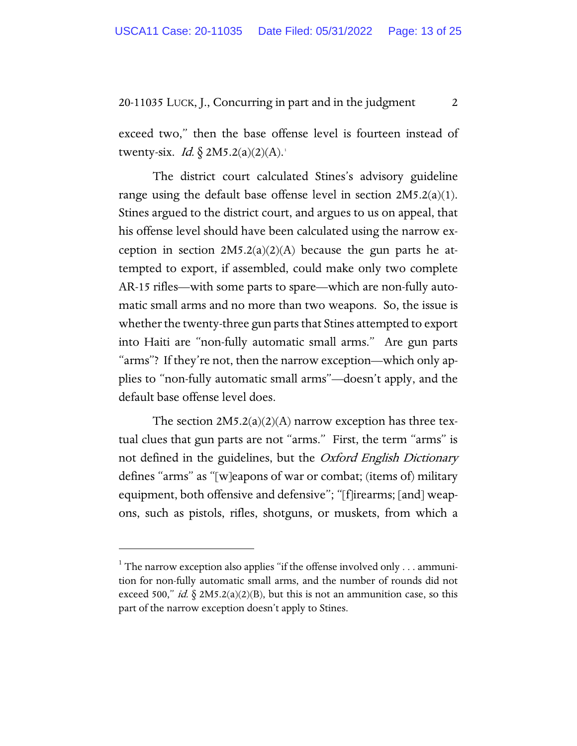exceed two," then the base offense level is fourteen instead of twenty-six. *Id.* § 2M5.2(a)(2)(A).[1]

The district court calculated Stines's advisory guideline range using the default base offense level in section 2M5.2(a)(1). Stines argued to the district court, and argues to us on appeal, that his offense level should have been calculated using the narrow exception in section 2M5.2(a)(2)(A) because the gun parts he attempted to export, if assembled, could make only two complete AR-15 rifles—with some parts to spare—which are non-fully automatic small arms and no more than two weapons. So, the issue is whether the twenty-three gun parts that Stines attempted to export into Haiti are "non-fully automatic small arms." Are gun parts "arms"? If they're not, then the narrow exception—which only applies to "non-fully automatic small arms"—doesn't apply, and the default base offense level does.

The section 2M5.2(a)(2)(A) narrow exception has three textual clues that gun parts are not "arms." First, the term "arms" is not defined in the guidelines, but the *Oxford English Dictionary* defines "arms" as "[w]eapons of war or combat; (items of) military equipment, both offensive and defensive"; "[f]irearms; [and] weapons, such as pistols, rifles, shotguns, or muskets, from which a

---

[1] The narrow exception also applies "if the offense involved only . . . ammunition for non-fully automatic small arms, and the number of rounds did not exceed 500," *id.* § 2M5.2(a)(2)(B), but this is not an ammunition case, so this part of the narrow exception doesn't apply to Stines.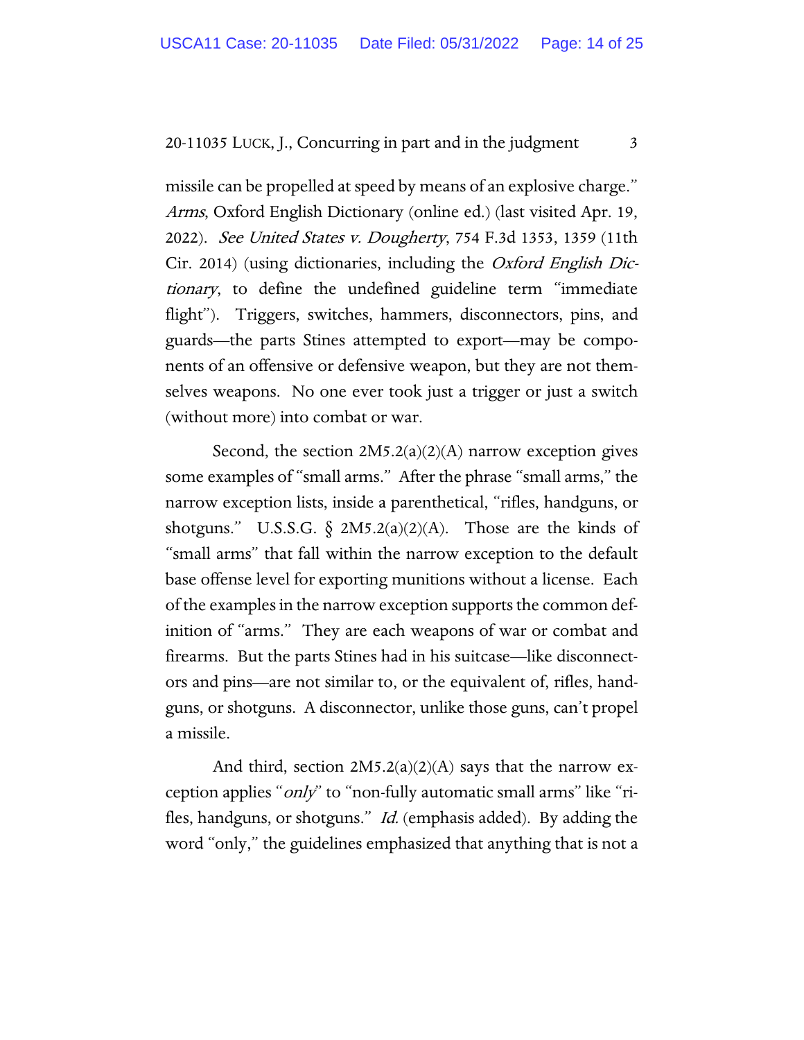missile can be propelled at speed by means of an explosive charge." *Arms*, Oxford English Dictionary (online ed.) (last visited Apr. 19, 2022). *See United States v. Dougherty*, 754 F.3d 1353, 1359 (11th Cir. 2014) (using dictionaries, including the *Oxford English Dictionary*, to define the undefined guideline term "immediate flight"). Triggers, switches, hammers, disconnectors, pins, and guards—the parts Stines attempted to export—may be components of an offensive or defensive weapon, but they are not themselves weapons. No one ever took just a trigger or just a switch (without more) into combat or war.

Second, the section 2M5.2(a)(2)(A) narrow exception gives some examples of "small arms." After the phrase "small arms," the narrow exception lists, inside a parenthetical, "rifles, handguns, or shotguns." U.S.S.G. § 2M5.2(a)(2)(A). Those are the kinds of "small arms" that fall within the narrow exception to the default base offense level for exporting munitions without a license. Each of the examples in the narrow exception supports the common definition of "arms." They are each weapons of war or combat and firearms. But the parts Stines had in his suitcase—like disconnectors and pins—are not similar to, or the equivalent of, rifles, handguns, or shotguns. A disconnector, unlike those guns, can't propel a missile.

And third, section 2M5.2(a)(2)(A) says that the narrow exception applies "*only*" to "non-fully automatic small arms" like "rifles, handguns, or shotguns." *Id.* (emphasis added). By adding the word "only," the guidelines emphasized that anything that is not a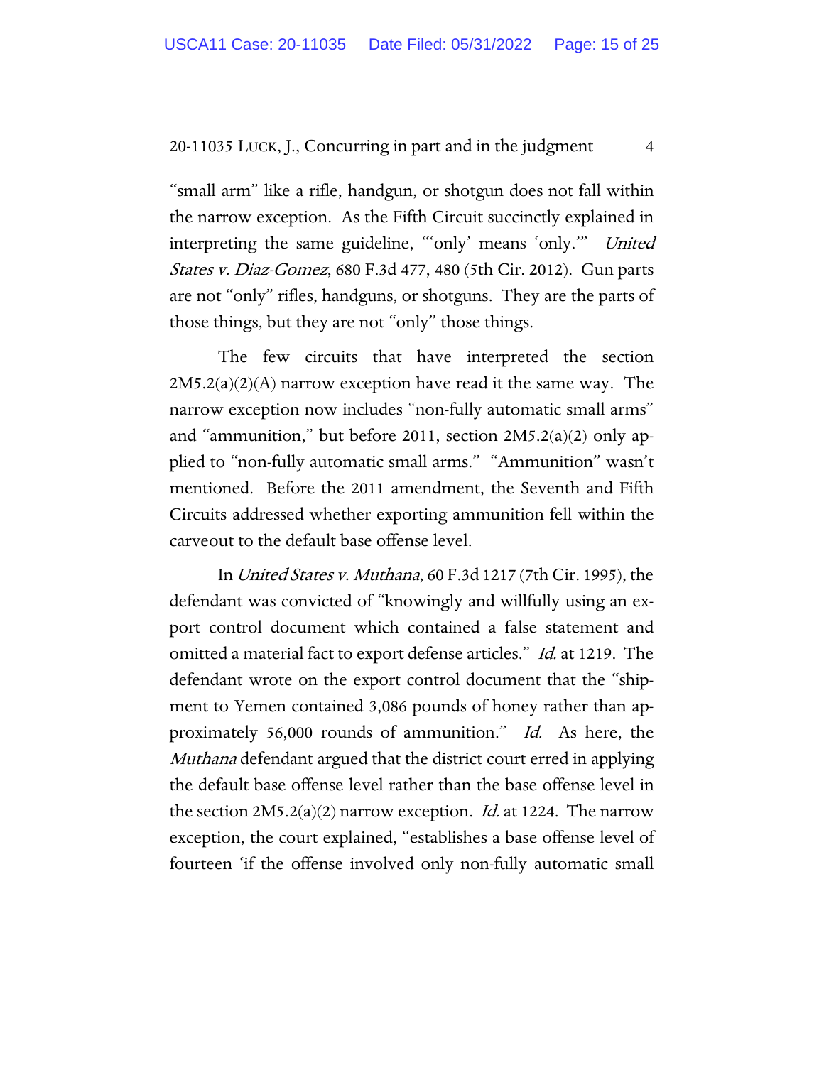"small arm" like a rifle, handgun, or shotgun does not fall within the narrow exception. As the Fifth Circuit succinctly explained in interpreting the same guideline, "'only' means 'only.'" *United States v. Diaz-Gomez*, 680 F.3d 477, 480 (5th Cir. 2012). Gun parts are not "only" rifles, handguns, or shotguns. They are the parts of those things, but they are not "only" those things.

The few circuits that have interpreted the section 2M5.2(a)(2)(A) narrow exception have read it the same way. The narrow exception now includes "non-fully automatic small arms" and "ammunition," but before 2011, section 2M5.2(a)(2) only applied to "non-fully automatic small arms." "Ammunition" wasn't mentioned. Before the 2011 amendment, the Seventh and Fifth Circuits addressed whether exporting ammunition fell within the carveout to the default base offense level.

In *United States v. Muthana*, 60 F.3d 1217 (7th Cir. 1995), the defendant was convicted of "knowingly and willfully using an export control document which contained a false statement and omitted a material fact to export defense articles." *Id.* at 1219. The defendant wrote on the export control document that the "shipment to Yemen contained 3,086 pounds of honey rather than approximately 56,000 rounds of ammunition." *Id.* As here, the *Muthana* defendant argued that the district court erred in applying the default base offense level rather than the base offense level in the section 2M5.2(a)(2) narrow exception. *Id.* at 1224. The narrow exception, the court explained, "establishes a base offense level of fourteen 'if the offense involved only non-fully automatic small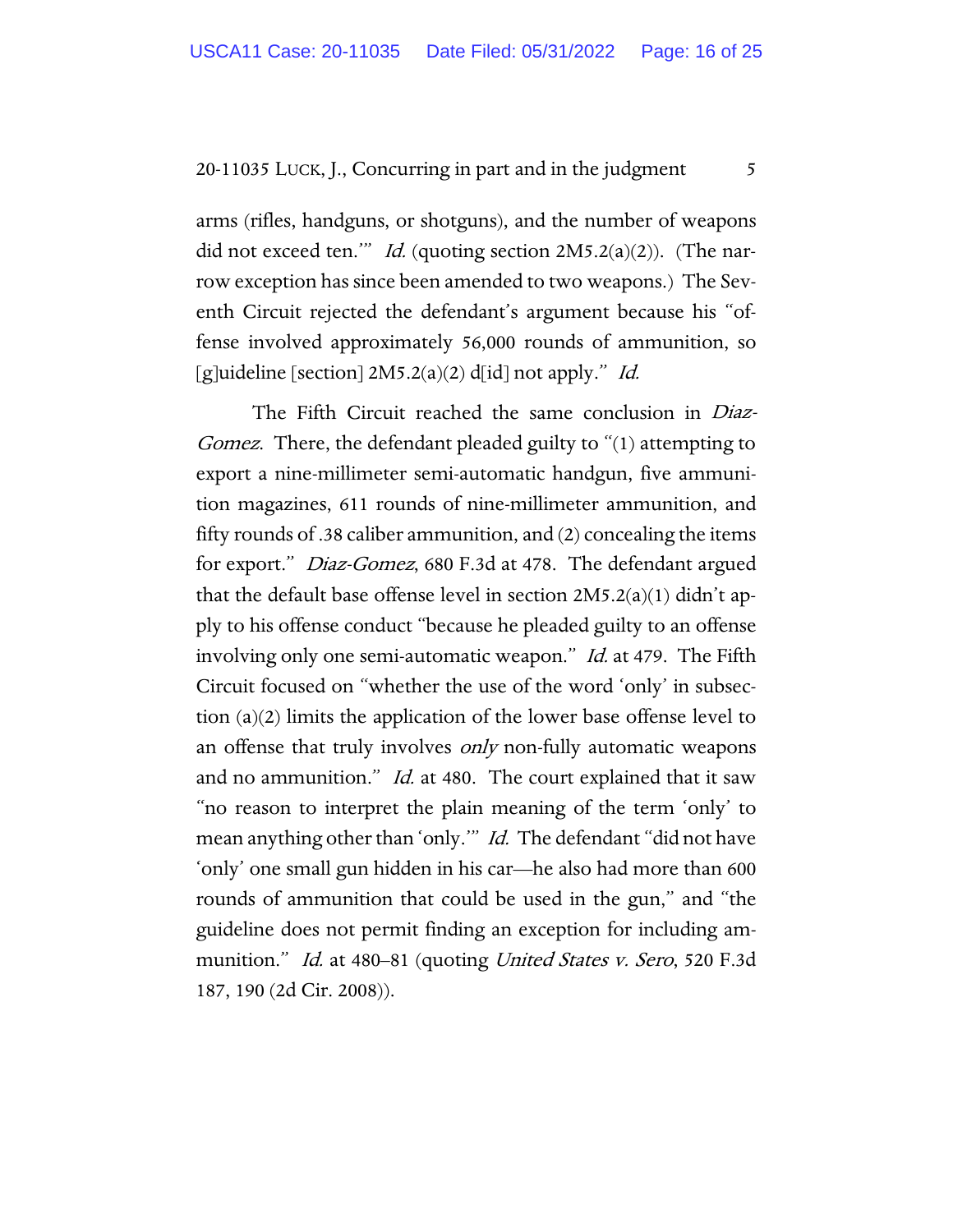arms (rifles, handguns, or shotguns), and the number of weapons did not exceed ten.'" *Id.* (quoting section 2M5.2(a)(2)). (The narrow exception has since been amended to two weapons.) The Seventh Circuit rejected the defendant's argument because his "offense involved approximately 56,000 rounds of ammunition, so [g]uideline [section] 2M5.2(a)(2) d[id] not apply." *Id.*

The Fifth Circuit reached the same conclusion in *Diaz-Gomez*. There, the defendant pleaded guilty to "(1) attempting to export a nine-millimeter semi-automatic handgun, five ammunition magazines, 611 rounds of nine-millimeter ammunition, and fifty rounds of .38 caliber ammunition, and (2) concealing the items for export." *Diaz-Gomez*, 680 F.3d at 478. The defendant argued that the default base offense level in section 2M5.2(a)(1) didn't apply to his offense conduct "because he pleaded guilty to an offense involving only one semi-automatic weapon." *Id.* at 479. The Fifth Circuit focused on "whether the use of the word 'only' in subsection (a)(2) limits the application of the lower base offense level to an offense that truly involves *only* non-fully automatic weapons and no ammunition." *Id.* at 480. The court explained that it saw "no reason to interpret the plain meaning of the term 'only' to mean anything other than 'only.'" *Id.* The defendant "did not have 'only' one small gun hidden in his car—he also had more than 600 rounds of ammunition that could be used in the gun," and "the guideline does not permit finding an exception for including ammunition." *Id.* at 480–81 (quoting *United States v. Sero*, 520 F.3d 187, 190 (2d Cir. 2008)).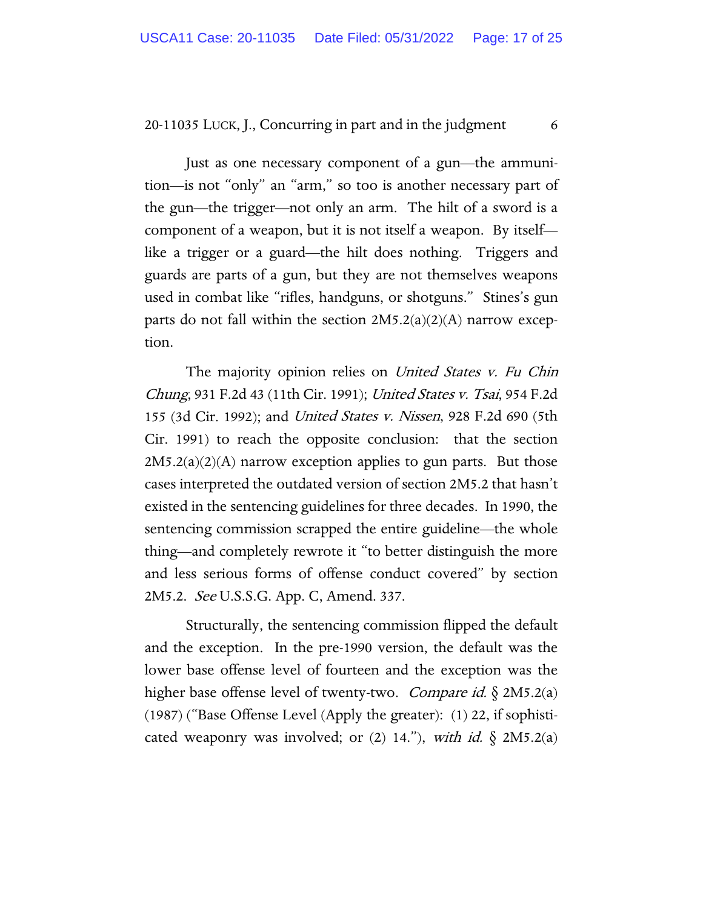Just as one necessary component of a gun—the ammunition—is not "only" an "arm," so too is another necessary part of the gun—the trigger—not only an arm. The hilt of a sword is a component of a weapon, but it is not itself a weapon. By itself—like a trigger or a guard—the hilt does nothing. Triggers and guards are parts of a gun, but they are not themselves weapons used in combat like "rifles, handguns, or shotguns." Stines's gun parts do not fall within the section 2M5.2(a)(2)(A) narrow exception.

The majority opinion relies on *United States v. Fu Chin Chung*, 931 F.2d 43 (11th Cir. 1991); *United States v. Tsai*, 954 F.2d 155 (3d Cir. 1992); and *United States v. Nissen*, 928 F.2d 690 (5th Cir. 1991) to reach the opposite conclusion: that the section 2M5.2(a)(2)(A) narrow exception applies to gun parts. But those cases interpreted the outdated version of section 2M5.2 that hasn't existed in the sentencing guidelines for three decades. In 1990, the sentencing commission scrapped the entire guideline—the whole thing—and completely rewrote it "to better distinguish the more and less serious forms of offense conduct covered" by section 2M5.2. *See* U.S.S.G. App. C, Amend. 337.

Structurally, the sentencing commission flipped the default and the exception. In the pre-1990 version, the default was the lower base offense level of fourteen and the exception was the higher base offense level of twenty-two. *Compare id.* § 2M5.2(a) (1987) ("Base Offense Level (Apply the greater): (1) 22, if sophisticated weaponry was involved; or (2) 14."), *with id.* § 2M5.2(a)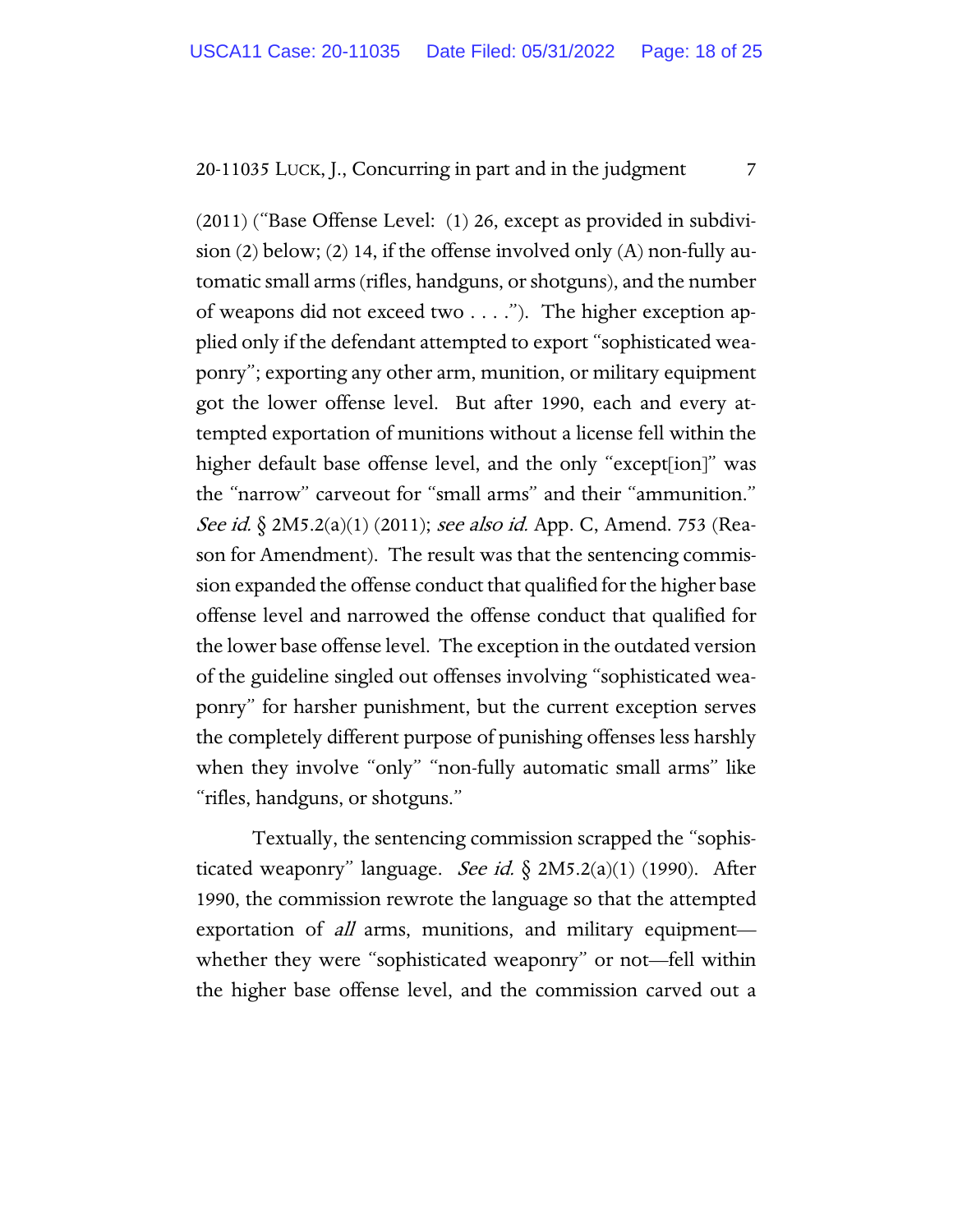(2011) ("Base Offense Level: (1) 26, except as provided in subdivision (2) below; (2) 14, if the offense involved only (A) non-fully automatic small arms (rifles, handguns, or shotguns), and the number of weapons did not exceed two . . . ."). The higher exception applied only if the defendant attempted to export "sophisticated weaponry"; exporting any other arm, munition, or military equipment got the lower offense level. But after 1990, each and every attempted exportation of munitions without a license fell within the higher default base offense level, and the only "except[ion]" was the "narrow" carveout for "small arms" and their "ammunition." *See id.* § 2M5.2(a)(1) (2011); *see also id.* App. C, Amend. 753 (Reason for Amendment). The result was that the sentencing commission expanded the offense conduct that qualified for the higher base offense level and narrowed the offense conduct that qualified for the lower base offense level. The exception in the outdated version of the guideline singled out offenses involving "sophisticated weaponry" for harsher punishment, but the current exception serves the completely different purpose of punishing offenses less harshly when they involve "only" "non-fully automatic small arms" like "rifles, handguns, or shotguns."

Textually, the sentencing commission scrapped the "sophisticated weaponry" language. *See id.* § 2M5.2(a)(1) (1990). After 1990, the commission rewrote the language so that the attempted exportation of *all* arms, munitions, and military equipment—whether they were "sophisticated weaponry" or not—fell within the higher base offense level, and the commission carved out a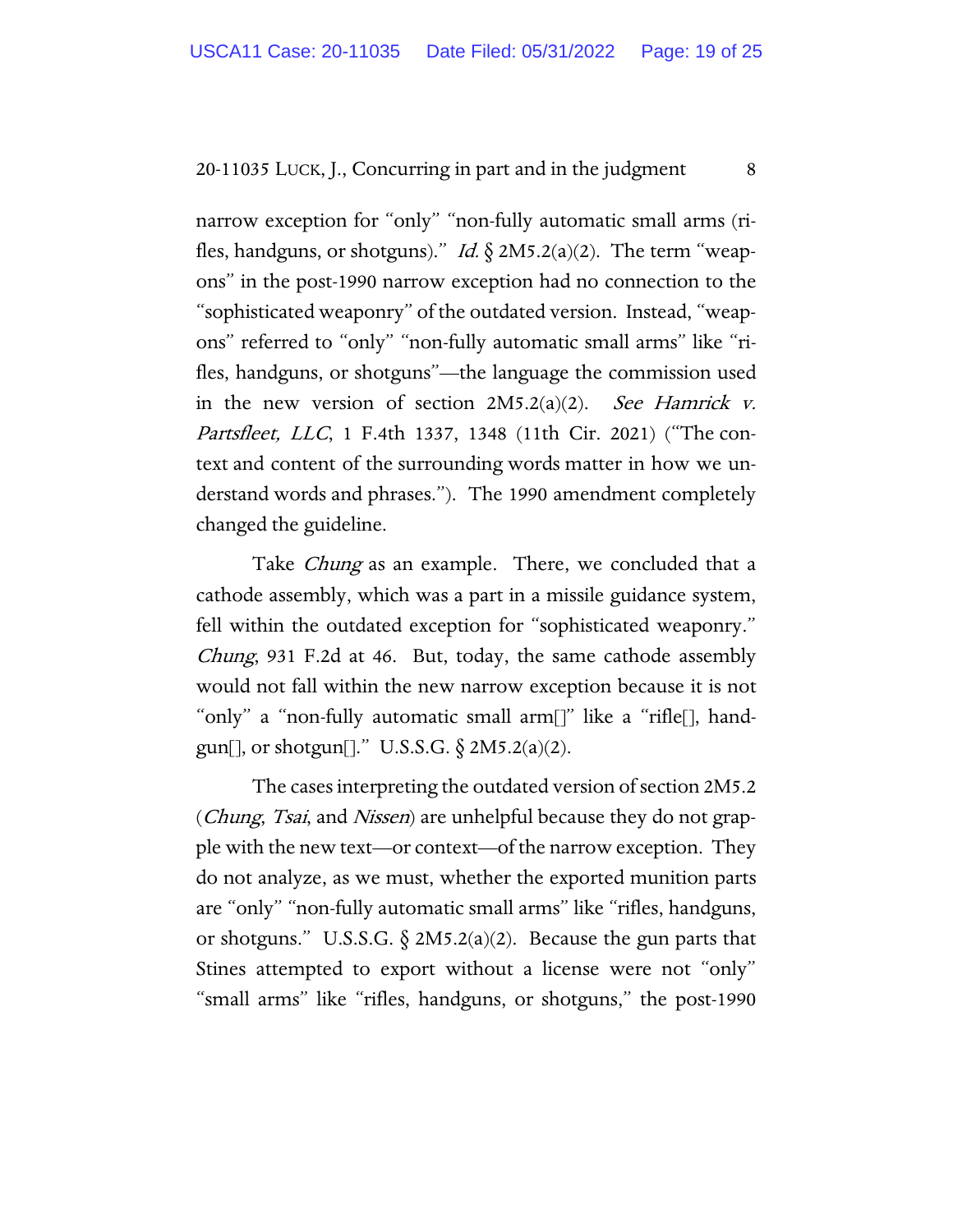narrow exception for "only" "non-fully automatic small arms (rifles, handguns, or shotguns)." *Id.* § 2M5.2(a)(2). The term "weapons" in the post-1990 narrow exception had no connection to the "sophisticated weaponry" of the outdated version. Instead, "weapons" referred to "only" "non-fully automatic small arms" like "rifles, handguns, or shotguns"—the language the commission used in the new version of section 2M5.2(a)(2). *See Hamrick v. Partsfleet, LLC*, 1 F.4th 1337, 1348 (11th Cir. 2021) ("The context and content of the surrounding words matter in how we understand words and phrases."). The 1990 amendment completely changed the guideline.

Take *Chung* as an example. There, we concluded that a cathode assembly, which was a part in a missile guidance system, fell within the outdated exception for "sophisticated weaponry." *Chung*, 931 F.2d at 46. But, today, the same cathode assembly would not fall within the new narrow exception because it is not "only" a "non-fully automatic small arm[]" like a "rifle[], handgun[], or shotgun[]." U.S.S.G. § 2M5.2(a)(2).

The cases interpreting the outdated version of section 2M5.2 (*Chung*, *Tsai*, and *Nissen*) are unhelpful because they do not grapple with the new text—or context—of the narrow exception. They do not analyze, as we must, whether the exported munition parts are "only" "non-fully automatic small arms" like "rifles, handguns, or shotguns." U.S.S.G. § 2M5.2(a)(2). Because the gun parts that Stines attempted to export without a license were not "only" "small arms" like "rifles, handguns, or shotguns," the post-1990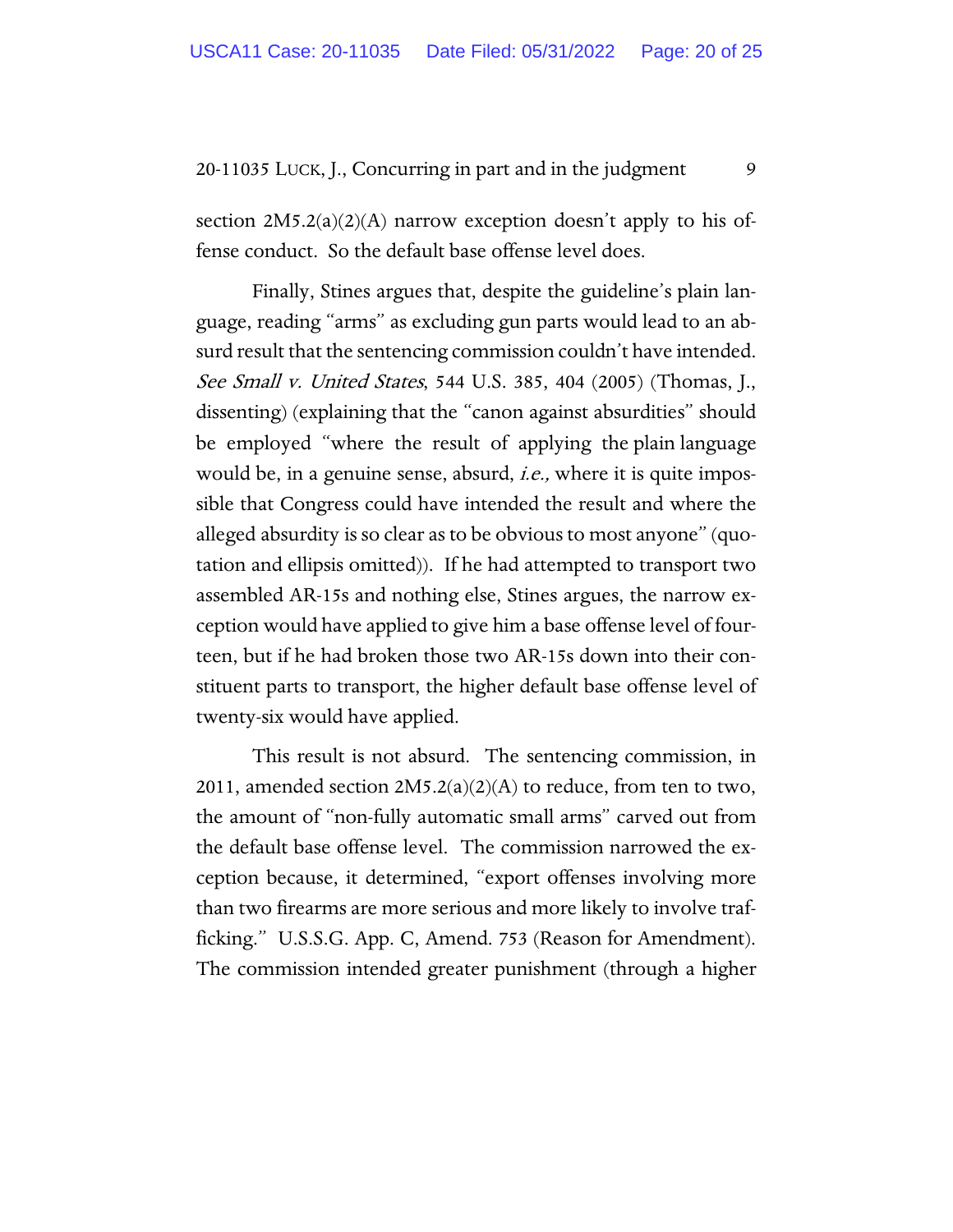section 2M5.2(a)(2)(A) narrow exception doesn't apply to his offense conduct. So the default base offense level does.

Finally, Stines argues that, despite the guideline's plain language, reading "arms" as excluding gun parts would lead to an absurd result that the sentencing commission couldn't have intended. *See Small v. United States*, 544 U.S. 385, 404 (2005) (Thomas, J., dissenting) (explaining that the "canon against absurdities" should be employed "where the result of applying the plain language would be, in a genuine sense, absurd, *i.e.,* where it is quite impossible that Congress could have intended the result and where the alleged absurdity is so clear as to be obvious to most anyone" (quotation and ellipsis omitted)). If he had attempted to transport two assembled AR-15s and nothing else, Stines argues, the narrow exception would have applied to give him a base offense level of fourteen, but if he had broken those two AR-15s down into their constituent parts to transport, the higher default base offense level of twenty-six would have applied.

This result is not absurd. The sentencing commission, in 2011, amended section 2M5.2(a)(2)(A) to reduce, from ten to two, the amount of "non-fully automatic small arms" carved out from the default base offense level. The commission narrowed the exception because, it determined, "export offenses involving more than two firearms are more serious and more likely to involve trafficking." U.S.S.G. App. C, Amend. 753 (Reason for Amendment). The commission intended greater punishment (through a higher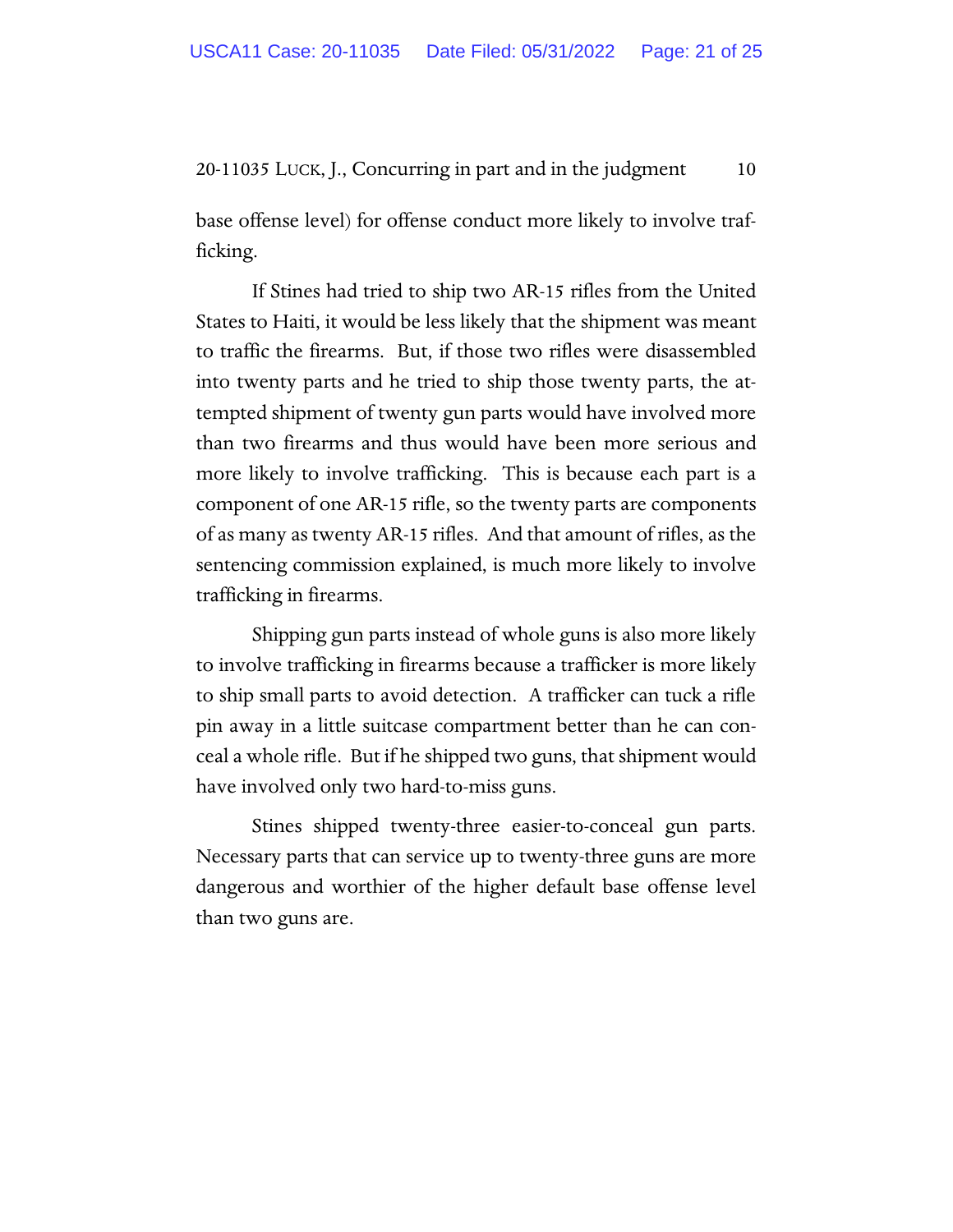base offense level) for offense conduct more likely to involve trafficking.

If Stines had tried to ship two AR-15 rifles from the United States to Haiti, it would be less likely that the shipment was meant to traffic the firearms. But, if those two rifles were disassembled into twenty parts and he tried to ship those twenty parts, the attempted shipment of twenty gun parts would have involved more than two firearms and thus would have been more serious and more likely to involve trafficking. This is because each part is a component of one AR-15 rifle, so the twenty parts are components of as many as twenty AR-15 rifles. And that amount of rifles, as the sentencing commission explained, is much more likely to involve trafficking in firearms.

Shipping gun parts instead of whole guns is also more likely to involve trafficking in firearms because a trafficker is more likely to ship small parts to avoid detection. A trafficker can tuck a rifle pin away in a little suitcase compartment better than he can conceal a whole rifle. But if he shipped two guns, that shipment would have involved only two hard-to-miss guns.

Stines shipped twenty-three easier-to-conceal gun parts. Necessary parts that can service up to twenty-three guns are more dangerous and worthier of the higher default base offense level than two guns are.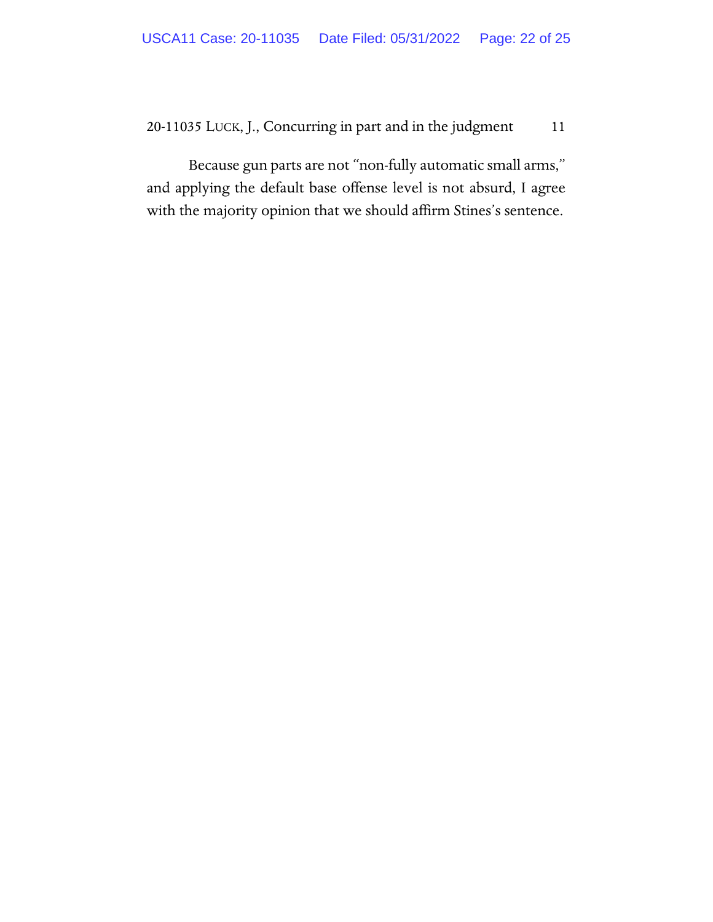Because gun parts are not "non-fully automatic small arms," and applying the default base offense level is not absurd, I agree with the majority opinion that we should affirm Stines's sentence.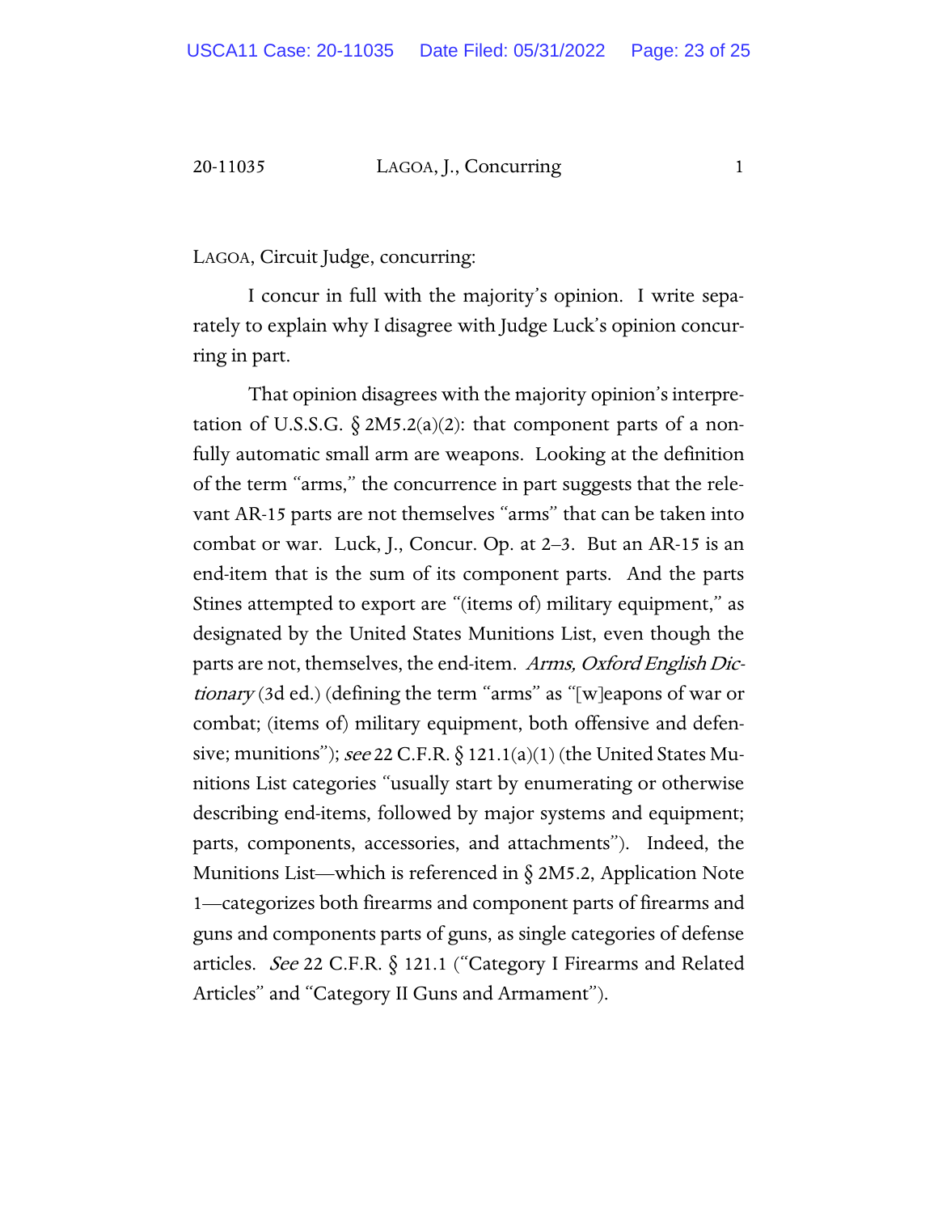LAGOA, Circuit Judge, concurring:

I concur in full with the majority's opinion. I write separately to explain why I disagree with Judge Luck's opinion concurring in part.

That opinion disagrees with the majority opinion's interpretation of U.S.S.G. § 2M5.2(a)(2): that component parts of a non-fully automatic small arm are weapons. Looking at the definition of the term "arms," the concurrence in part suggests that the relevant AR-15 parts are not themselves "arms" that can be taken into combat or war. Luck, J., Concur. Op. at 2–3. But an AR-15 is an end-item that is the sum of its component parts. And the parts Stines attempted to export are "(items of) military equipment," as designated by the United States Munitions List, even though the parts are not, themselves, the end-item. *Arms, Oxford English Dictionary* (3d ed.) (defining the term "arms" as "[w]eapons of war or combat; (items of) military equipment, both offensive and defensive; munitions"); *see* 22 C.F.R. § 121.1(a)(1) (the United States Munitions List categories "usually start by enumerating or otherwise describing end-items, followed by major systems and equipment; parts, components, accessories, and attachments"). Indeed, the Munitions List—which is referenced in § 2M5.2, Application Note 1—categorizes both firearms and component parts of firearms and guns and components parts of guns, as single categories of defense articles. *See* 22 C.F.R. § 121.1 ("Category I Firearms and Related Articles" and "Category II Guns and Armament").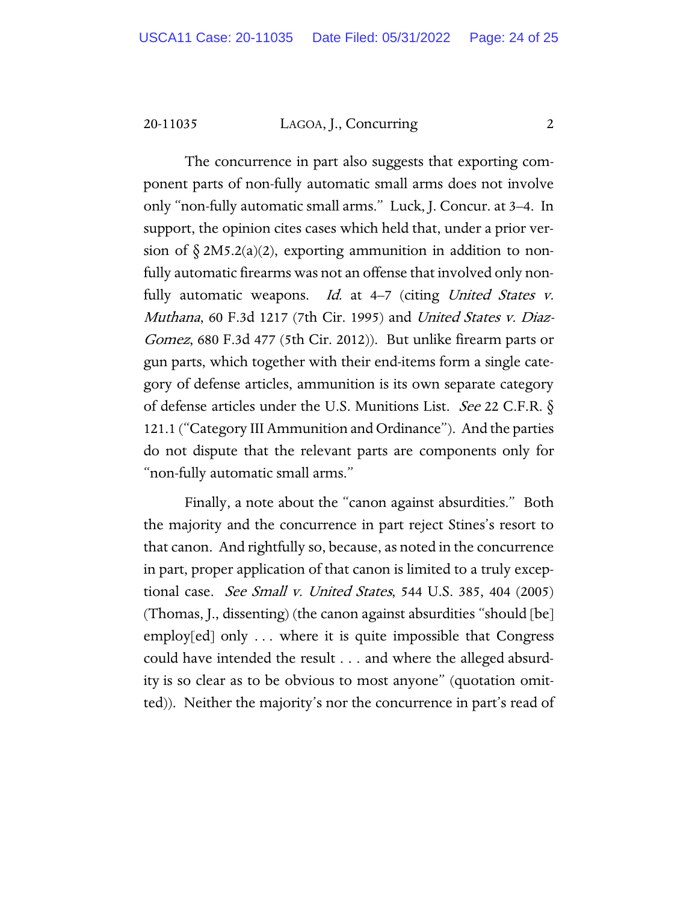The concurrence in part also suggests that exporting component parts of non-fully automatic small arms does not involve only "non-fully automatic small arms." Luck, J. Concur. at 3–4. In support, the opinion cites cases which held that, under a prior version of § 2M5.2(a)(2), exporting ammunition in addition to non-fully automatic firearms was not an offense that involved only non-fully automatic weapons. *Id.* at 4–7 (citing *United States v. Muthana*, 60 F.3d 1217 (7th Cir. 1995) and *United States v. Diaz-Gomez*, 680 F.3d 477 (5th Cir. 2012)). But unlike firearm parts or gun parts, which together with their end-items form a single category of defense articles, ammunition is its own separate category of defense articles under the U.S. Munitions List. *See* 22 C.F.R. § 121.1 ("Category III Ammunition and Ordinance"). And the parties do not dispute that the relevant parts are components only for "non-fully automatic small arms."

Finally, a note about the "canon against absurdities." Both the majority and the concurrence in part reject Stines's resort to that canon. And rightfully so, because, as noted in the concurrence in part, proper application of that canon is limited to a truly exceptional case. *See Small v. United States*, 544 U.S. 385, 404 (2005) (Thomas, J., dissenting) (the canon against absurdities "should [be] employ[ed] only . . . where it is quite impossible that Congress could have intended the result . . . and where the alleged absurdity is so clear as to be obvious to most anyone" (quotation omitted)). Neither the majority's nor the concurrence in part's read of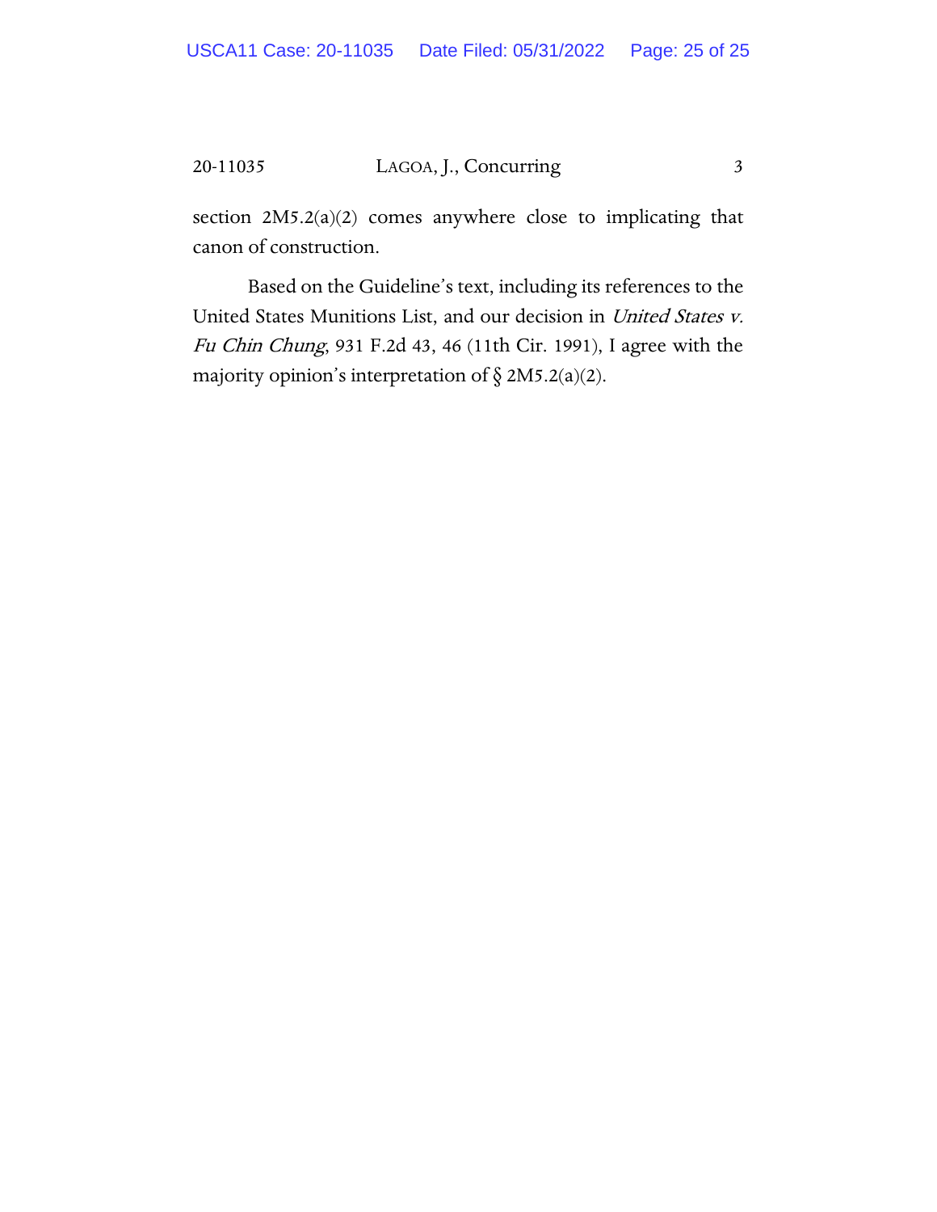section 2M5.2(a)(2) comes anywhere close to implicating that canon of construction.

Based on the Guideline's text, including its references to the United States Munitions List, and our decision in *United States v. Fu Chin Chung*, 931 F.2d 43, 46 (11th Cir. 1991), I agree with the majority opinion's interpretation of § 2M5.2(a)(2).